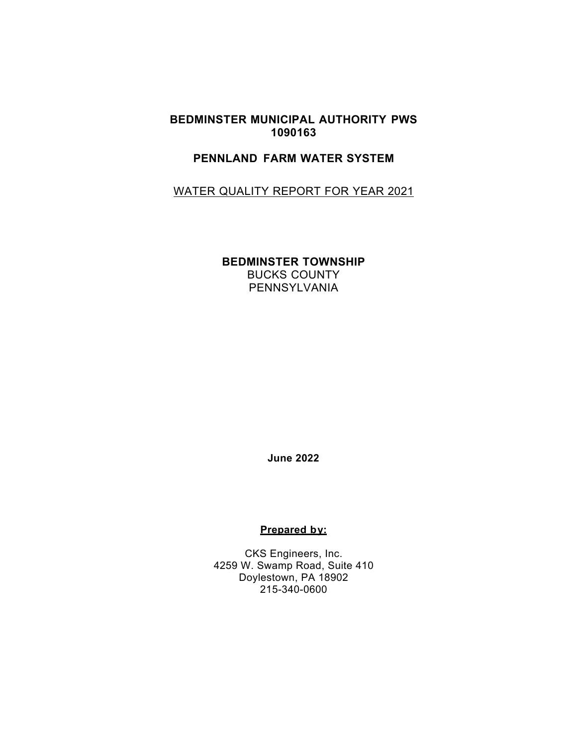# BEDMINSTER MUNICIPAL AUTHORITY PWS 1090163

## PENNLAND FARM WATER SYSTEM

WATER QUALITY REPORT FOR YEAR 2021

**BEDMINSTER TOWNSHIP**
BUCKS COUNTY
PENNSYLVANIA

**June 2022**

**Prepared by:**

CKS Engineers, Inc.
4259 W. Swamp Road, Suite 410
Doylestown, PA 18902
215-340-0600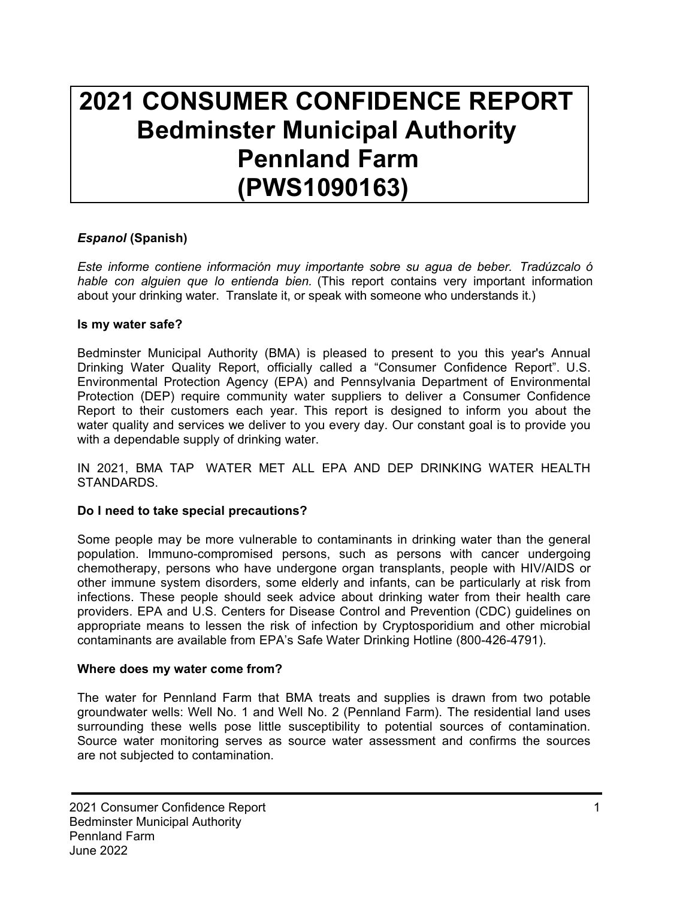# 2021 CONSUMER CONFIDENCE REPORT
# Bedminster Municipal Authority
# Pennland Farm
# (PWS1090163)

***Espanol* (Spanish)**

*Este informe contiene información muy importante sobre su agua de beber. Tradúzcalo ó hable con alguien que lo entienda bien.* (This report contains very important information about your drinking water. Translate it, or speak with someone who understands it.)

**Is my water safe?**

Bedminster Municipal Authority (BMA) is pleased to present to you this year's Annual Drinking Water Quality Report, officially called a “Consumer Confidence Report”. U.S. Environmental Protection Agency (EPA) and Pennsylvania Department of Environmental Protection (DEP) require community water suppliers to deliver a Consumer Confidence Report to their customers each year. This report is designed to inform you about the water quality and services we deliver to you every day. Our constant goal is to provide you with a dependable supply of drinking water.

IN 2021, BMA TAP WATER MET ALL EPA AND DEP DRINKING WATER HEALTH STANDARDS.

**Do I need to take special precautions?**

Some people may be more vulnerable to contaminants in drinking water than the general population. Immuno-compromised persons, such as persons with cancer undergoing chemotherapy, persons who have undergone organ transplants, people with HIV/AIDS or other immune system disorders, some elderly and infants, can be particularly at risk from infections. These people should seek advice about drinking water from their health care providers. EPA and U.S. Centers for Disease Control and Prevention (CDC) guidelines on appropriate means to lessen the risk of infection by Cryptosporidium and other microbial contaminants are available from EPA’s Safe Water Drinking Hotline (800-426-4791).

**Where does my water come from?**

The water for Pennland Farm that BMA treats and supplies is drawn from two potable groundwater wells: Well No. 1 and Well No. 2 (Pennland Farm). The residential land uses surrounding these wells pose little susceptibility to potential sources of contamination. Source water monitoring serves as source water assessment and confirms the sources are not subjected to contamination.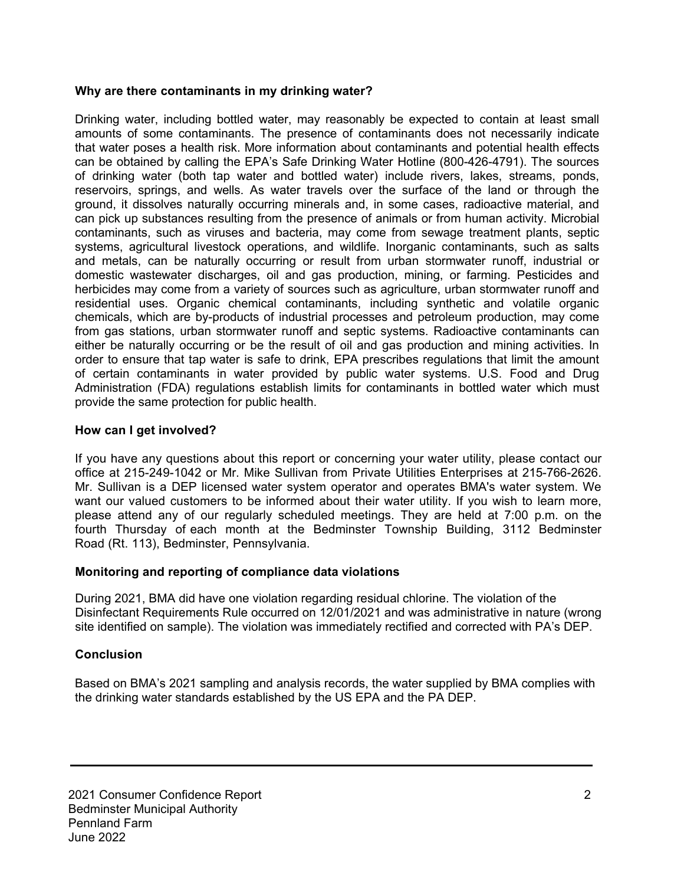**Why are there contaminants in my drinking water?**

Drinking water, including bottled water, may reasonably be expected to contain at least small amounts of some contaminants. The presence of contaminants does not necessarily indicate that water poses a health risk. More information about contaminants and potential health effects can be obtained by calling the EPA's Safe Drinking Water Hotline (800-426-4791). The sources of drinking water (both tap water and bottled water) include rivers, lakes, streams, ponds, reservoirs, springs, and wells. As water travels over the surface of the land or through the ground, it dissolves naturally occurring minerals and, in some cases, radioactive material, and can pick up substances resulting from the presence of animals or from human activity. Microbial contaminants, such as viruses and bacteria, may come from sewage treatment plants, septic systems, agricultural livestock operations, and wildlife. Inorganic contaminants, such as salts and metals, can be naturally occurring or result from urban stormwater runoff, industrial or domestic wastewater discharges, oil and gas production, mining, or farming. Pesticides and herbicides may come from a variety of sources such as agriculture, urban stormwater runoff and residential uses. Organic chemical contaminants, including synthetic and volatile organic chemicals, which are by-products of industrial processes and petroleum production, may come from gas stations, urban stormwater runoff and septic systems. Radioactive contaminants can either be naturally occurring or be the result of oil and gas production and mining activities. In order to ensure that tap water is safe to drink, EPA prescribes regulations that limit the amount of certain contaminants in water provided by public water systems. U.S. Food and Drug Administration (FDA) regulations establish limits for contaminants in bottled water which must provide the same protection for public health.

**How can I get involved?**

If you have any questions about this report or concerning your water utility, please contact our office at 215-249-1042 or Mr. Mike Sullivan from Private Utilities Enterprises at 215-766-2626. Mr. Sullivan is a DEP licensed water system operator and operates BMA's water system. We want our valued customers to be informed about their water utility. If you wish to learn more, please attend any of our regularly scheduled meetings. They are held at 7:00 p.m. on the fourth Thursday of each month at the Bedminster Township Building, 3112 Bedminster Road (Rt. 113), Bedminster, Pennsylvania.

**Monitoring and reporting of compliance data violations**

During 2021, BMA did have one violation regarding residual chlorine. The violation of the Disinfectant Requirements Rule occurred on 12/01/2021 and was administrative in nature (wrong site identified on sample). The violation was immediately rectified and corrected with PA's DEP.

**Conclusion**

Based on BMA's 2021 sampling and analysis records, the water supplied by BMA complies with the drinking water standards established by the US EPA and the PA DEP.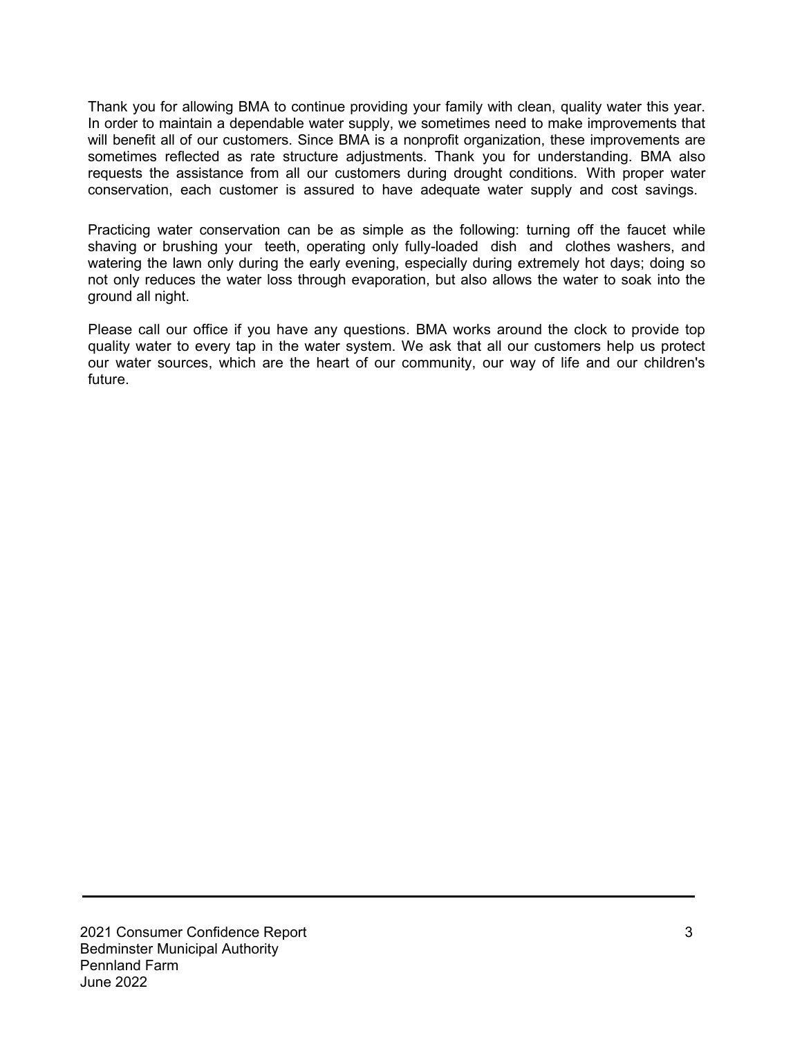Thank you for allowing BMA to continue providing your family with clean, quality water this year. In order to maintain a dependable water supply, we sometimes need to make improvements that will benefit all of our customers. Since BMA is a nonprofit organization, these improvements are sometimes reflected as rate structure adjustments. Thank you for understanding. BMA also requests the assistance from all our customers during drought conditions. With proper water conservation, each customer is assured to have adequate water supply and cost savings.

Practicing water conservation can be as simple as the following: turning off the faucet while shaving or brushing your teeth, operating only fully-loaded dish and clothes washers, and watering the lawn only during the early evening, especially during extremely hot days; doing so not only reduces the water loss through evaporation, but also allows the water to soak into the ground all night.

Please call our office if you have any questions. BMA works around the clock to provide top quality water to every tap in the water system. We ask that all our customers help us protect our water sources, which are the heart of our community, our way of life and our children's future.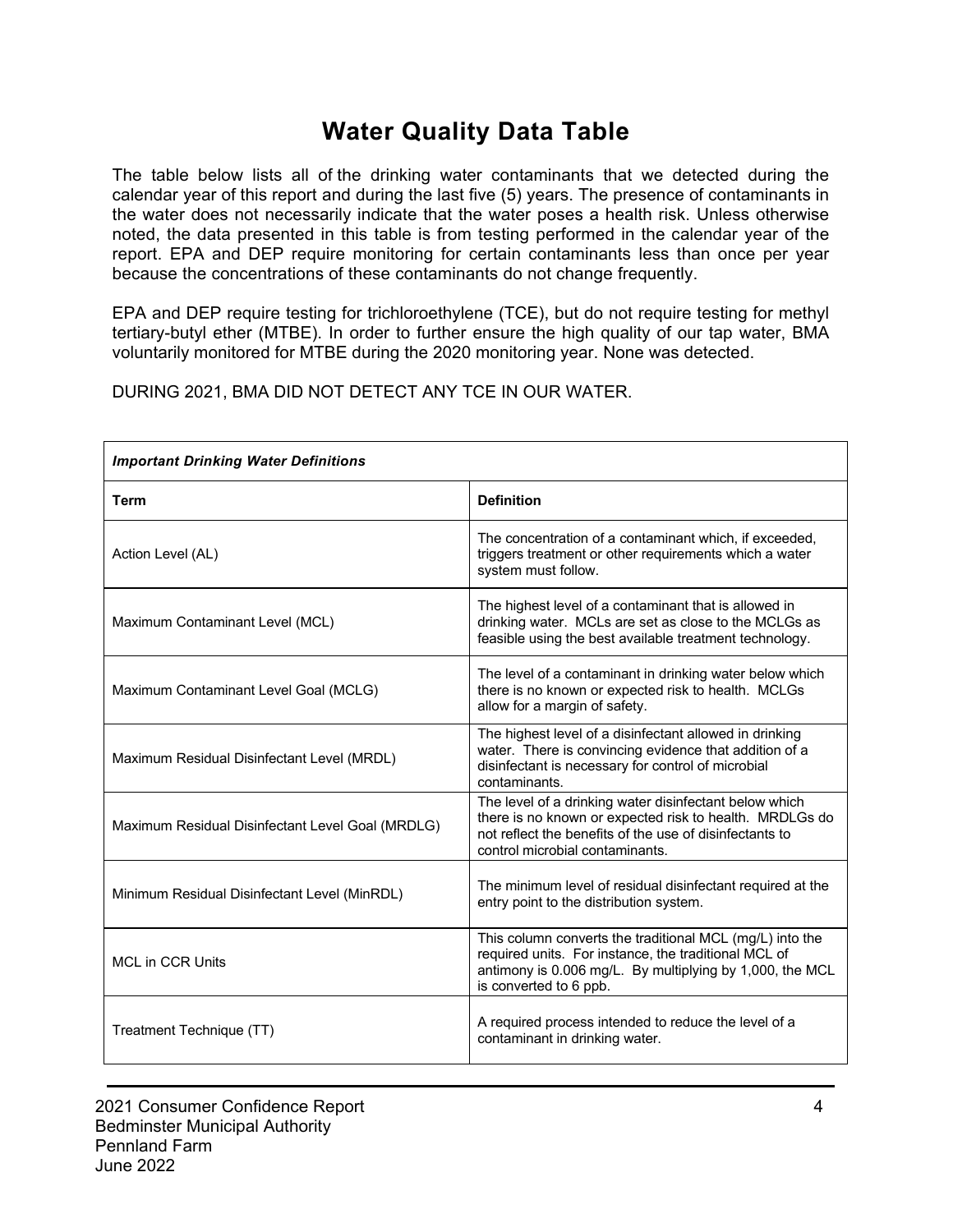# Water Quality Data Table

The table below lists all of the drinking water contaminants that we detected during the calendar year of this report and during the last five (5) years. The presence of contaminants in the water does not necessarily indicate that the water poses a health risk. Unless otherwise noted, the data presented in this table is from testing performed in the calendar year of the report. EPA and DEP require monitoring for certain contaminants less than once per year because the concentrations of these contaminants do not change frequently.

EPA and DEP require testing for trichloroethylene (TCE), but do not require testing for methyl tertiary-butyl ether (MTBE). In order to further ensure the high quality of our tap water, BMA voluntarily monitored for MTBE during the 2020 monitoring year. None was detected.

DURING 2021, BMA DID NOT DETECT ANY TCE IN OUR WATER.

| ***Important Drinking Water Definitions*** | |
|---|---|
| **Term** | **Definition** |
| Action Level (AL) | The concentration of a contaminant which, if exceeded, triggers treatment or other requirements which a water system must follow. |
| Maximum Contaminant Level (MCL) | The highest level of a contaminant that is allowed in drinking water. MCLs are set as close to the MCLGs as feasible using the best available treatment technology. |
| Maximum Contaminant Level Goal (MCLG) | The level of a contaminant in drinking water below which there is no known or expected risk to health. MCLGs allow for a margin of safety. |
| Maximum Residual Disinfectant Level (MRDL) | The highest level of a disinfectant allowed in drinking water. There is convincing evidence that addition of a disinfectant is necessary for control of microbial contaminants. |
| Maximum Residual Disinfectant Level Goal (MRDLG) | The level of a drinking water disinfectant below which there is no known or expected risk to health. MRDLGs do not reflect the benefits of the use of disinfectants to control microbial contaminants. |
| Minimum Residual Disinfectant Level (MinRDL) | The minimum level of residual disinfectant required at the entry point to the distribution system. |
| MCL in CCR Units | This column converts the traditional MCL (mg/L) into the required units. For instance, the traditional MCL of antimony is 0.006 mg/L. By multiplying by 1,000, the MCL is converted to 6 ppb. |
| Treatment Technique (TT) | A required process intended to reduce the level of a contaminant in drinking water. |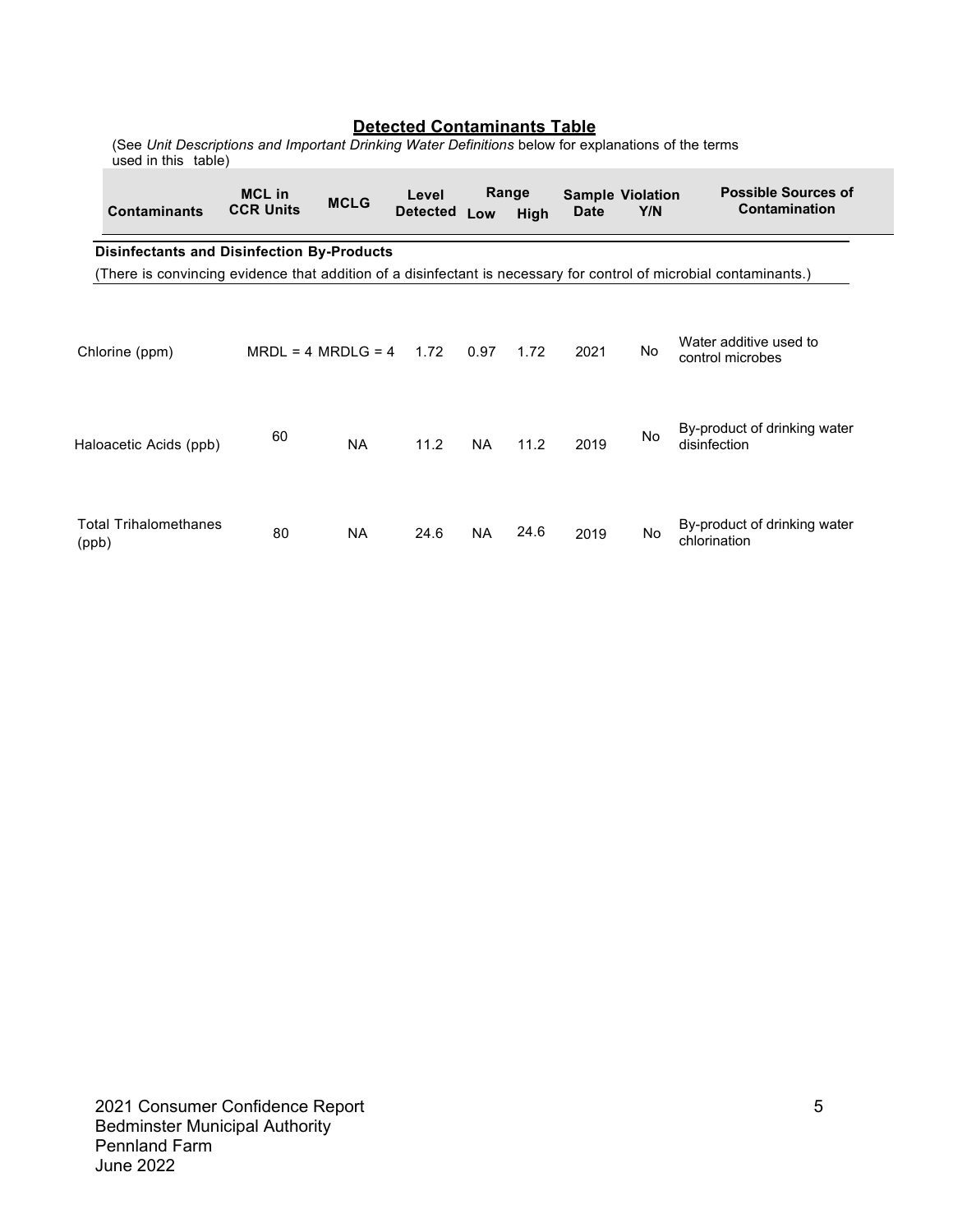## Detected Contaminants Table

(See *Unit Descriptions and Important Drinking Water Definitions* below for explanations of the terms used in this table)

| Contaminants | MCL in CCR Units | MCLG | Level Detected | Range | | Sample Date | Violation Y/N | Possible Sources of Contamination |
|---|---|---|---|---|---|---|---|---|
| | | | | Low | High | | | |
| **Disinfectants and Disinfection By-Products** | | | | | | | | |
| (There is convincing evidence that addition of a disinfectant is necessary for control of microbial contaminants.) | | | | | | | | |
| Chlorine (ppm) | MRDL = 4 | MRDLG = 4 | 1.72 | 0.97 | 1.72 | 2021 | No | Water additive used to control microbes |
| Haloacetic Acids (ppb) | 60 | NA | 11.2 | NA | 11.2 | 2019 | No | By-product of drinking water disinfection |
| Total Trihalomethanes (ppb) | 80 | NA | 24.6 | NA | 24.6 | 2019 | No | By-product of drinking water chlorination |

2021 Consumer Confidence Report
Bedminster Municipal Authority
Pennland Farm
June 2022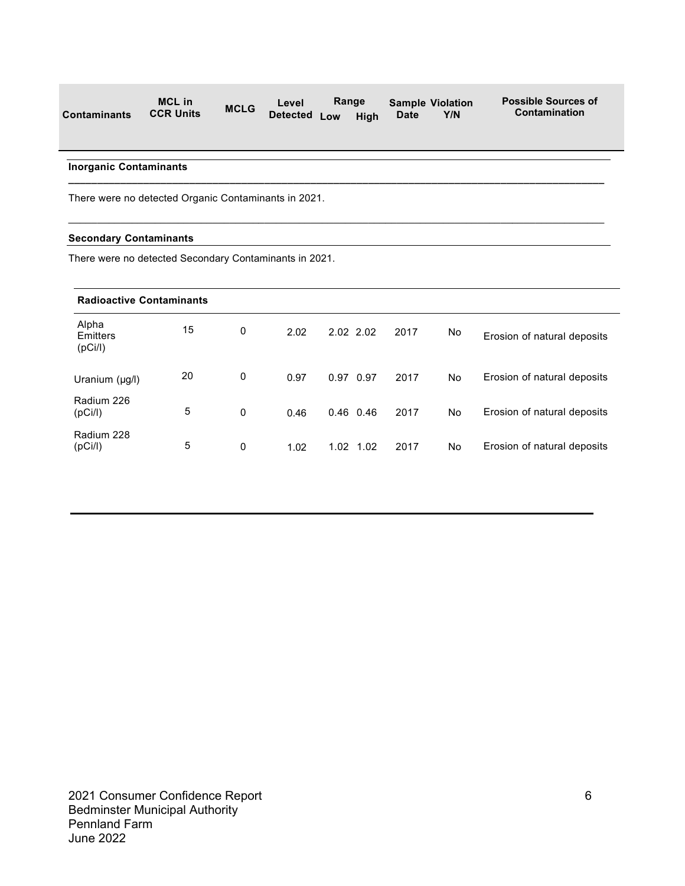| Contaminants | MCL in CCR Units | MCLG | Level Detected | Range Low | Range High | Sample Date | Violation Y/N | Possible Sources of Contamination |
|---|---|---|---|---|---|---|---|---|

**Inorganic Contaminants**

There were no detected Organic Contaminants in 2021.

**Secondary Contaminants**

There were no detected Secondary Contaminants in 2021.

| Contaminants | MCL in CCR Units | MCLG | Level Detected | Range Low | Range High | Sample Date | Violation Y/N | Possible Sources of Contamination |
|---|---|---|---|---|---|---|---|---|
| **Radioactive Contaminants** | | | | | | | | |
| Alpha Emitters (pCi/l) | 15 | 0 | 2.02 | 2.02 | 2.02 | 2017 | No | Erosion of natural deposits |
| Uranium (µg/l) | 20 | 0 | 0.97 | 0.97 | 0.97 | 2017 | No | Erosion of natural deposits |
| Radium 226 (pCi/l) | 5 | 0 | 0.46 | 0.46 | 0.46 | 2017 | No | Erosion of natural deposits |
| Radium 228 (pCi/l) | 5 | 0 | 1.02 | 1.02 | 1.02 | 2017 | No | Erosion of natural deposits |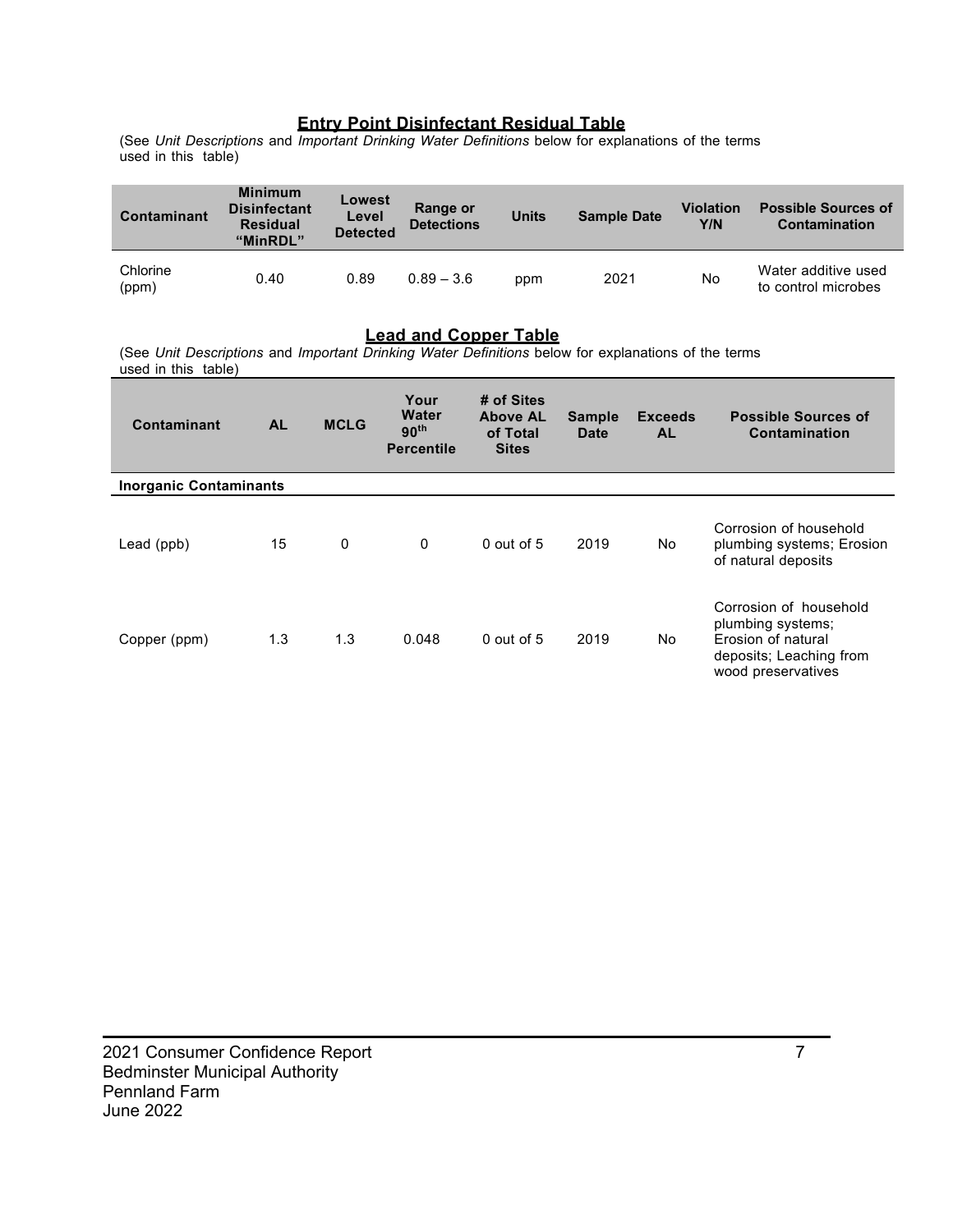## Entry Point Disinfectant Residual Table

(See *Unit Descriptions* and *Important Drinking Water Definitions* below for explanations of the terms used in this table)

| Contaminant | Minimum Disinfectant Residual "MinRDL" | Lowest Level Detected | Range or Detections | Units | Sample Date | Violation Y/N | Possible Sources of Contamination |
|---|---|---|---|---|---|---|---|
| Chlorine (ppm) | 0.40 | 0.89 | 0.89 – 3.6 | ppm | 2021 | No | Water additive used to control microbes |

## Lead and Copper Table

(See *Unit Descriptions* and *Important Drinking Water Definitions* below for explanations of the terms used in this table)

| Contaminant | AL | MCLG | Your Water 90th Percentile | # of Sites Above AL of Total Sites | Sample Date | Exceeds AL | Possible Sources of Contamination |
|---|---|---|---|---|---|---|---|
| **Inorganic Contaminants** | | | | | | | |
| Lead (ppb) | 15 | 0 | 0 | 0 out of 5 | 2019 | No | Corrosion of household plumbing systems; Erosion of natural deposits |
| Copper (ppm) | 1.3 | 1.3 | 0.048 | 0 out of 5 | 2019 | No | Corrosion of household plumbing systems; Erosion of natural deposits; Leaching from wood preservatives |

2021 Consumer Confidence Report
Bedminster Municipal Authority
Pennland Farm
June 2022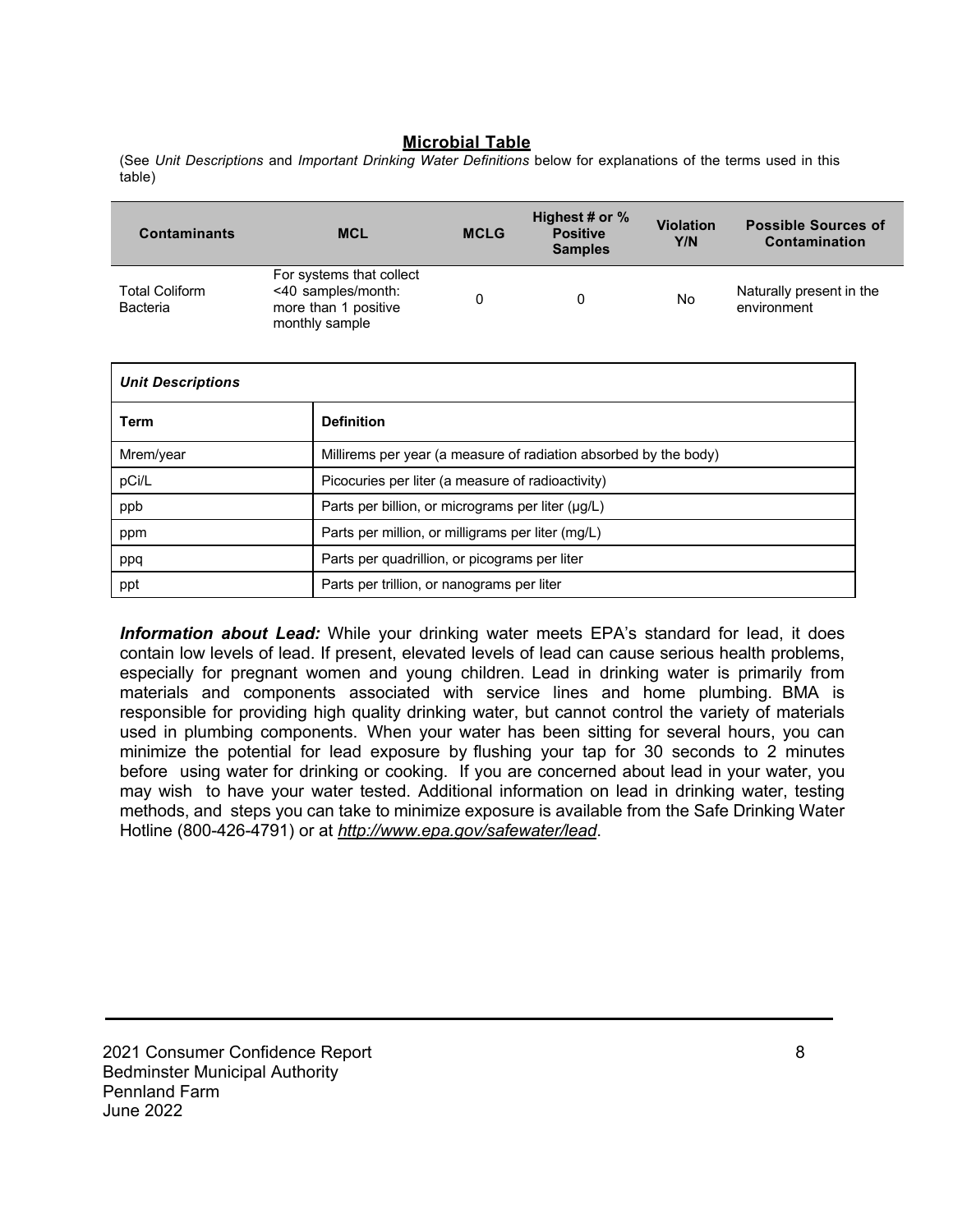## Microbial Table

(See *Unit Descriptions* and *Important Drinking Water Definitions* below for explanations of the terms used in this table)

| Contaminants | MCL | MCLG | Highest # or % Positive Samples | Violation Y/N | Possible Sources of Contamination |
|---|---|---|---|---|---|
| Total Coliform Bacteria | For systems that collect <40 samples/month: more than 1 positive monthly sample | 0 | 0 | No | Naturally present in the environment |

| *Unit Descriptions* | |
|---|---|
| **Term** | **Definition** |
| Mrem/year | Millirems per year (a measure of radiation absorbed by the body) |
| pCi/L | Picocuries per liter (a measure of radioactivity) |
| ppb | Parts per billion, or micrograms per liter (μg/L) |
| ppm | Parts per million, or milligrams per liter (mg/L) |
| ppq | Parts per quadrillion, or picograms per liter |
| ppt | Parts per trillion, or nanograms per liter |

***Information about Lead:*** While your drinking water meets EPA's standard for lead, it does contain low levels of lead. If present, elevated levels of lead can cause serious health problems, especially for pregnant women and young children. Lead in drinking water is primarily from materials and components associated with service lines and home plumbing. BMA is responsible for providing high quality drinking water, but cannot control the variety of materials used in plumbing components. When your water has been sitting for several hours, you can minimize the potential for lead exposure by flushing your tap for 30 seconds to 2 minutes before using water for drinking or cooking. If you are concerned about lead in your water, you may wish to have your water tested. Additional information on lead in drinking water, testing methods, and steps you can take to minimize exposure is available from the Safe Drinking Water Hotline (800-426-4791) or at *http://www.epa.gov/safewater/lead*.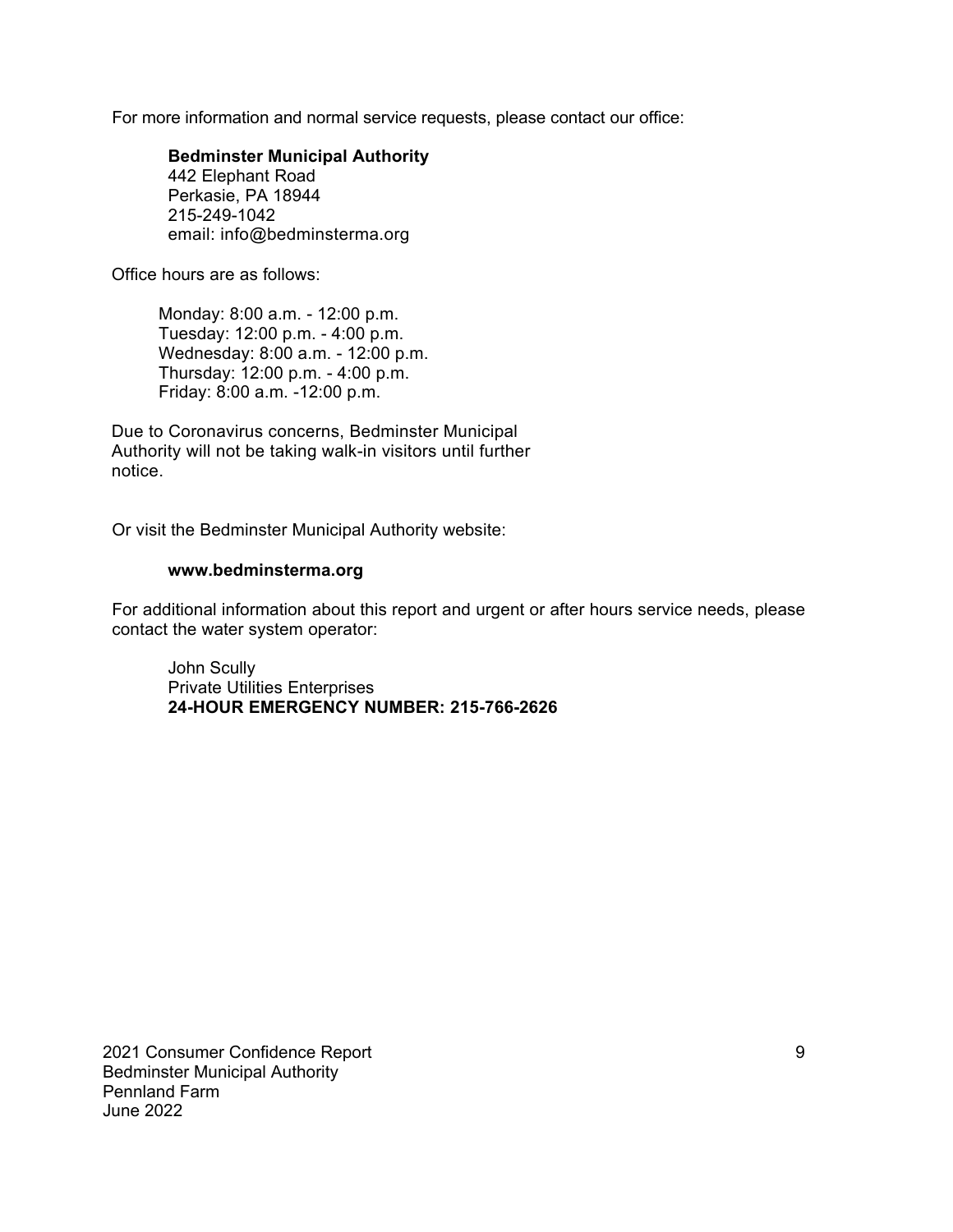For more information and normal service requests, please contact our office:

**Bedminster Municipal Authority**
442 Elephant Road
Perkasie, PA 18944
215-249-1042
email: info@bedminsterma.org

Office hours are as follows:

Monday: 8:00 a.m. - 12:00 p.m.
Tuesday: 12:00 p.m. - 4:00 p.m.
Wednesday: 8:00 a.m. - 12:00 p.m.
Thursday: 12:00 p.m. - 4:00 p.m.
Friday: 8:00 a.m. -12:00 p.m.

Due to Coronavirus concerns, Bedminster Municipal Authority will not be taking walk-in visitors until further notice.

Or visit the Bedminster Municipal Authority website:

**www.bedminsterma.org**

For additional information about this report and urgent or after hours service needs, please contact the water system operator:

John Scully
Private Utilities Enterprises
**24-HOUR EMERGENCY NUMBER: 215-766-2626**